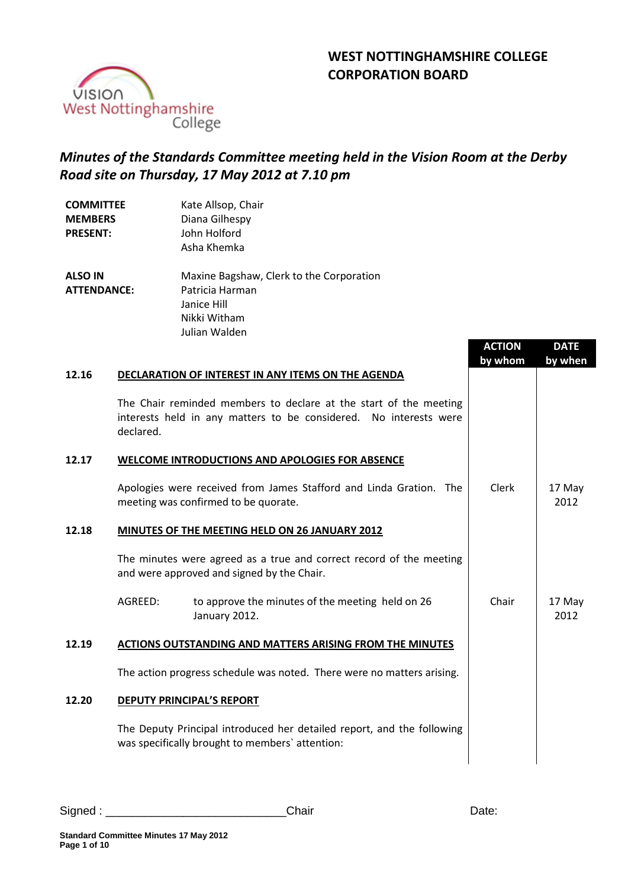**WEST NOTTINGHAMSHIRE COLLEGE CORPORATION BOARD**

VISION West Nottinghamshire College

## *Minutes of the Standards Committee meeting held in the Vision Room at the Derby Road site on Thursday, 17 May 2012 at 7.10 pm*

| | |
|---|---|
| **COMMITTEE MEMBERS PRESENT:** | Kate Allsop, Chair<br>Diana Gilhespy<br>John Holford<br>Asha Khemka |
| **ALSO IN ATTENDANCE:** | Maxine Bagshaw, Clerk to the Corporation<br>Patricia Harman<br>Janice Hill<br>Nikki Witham<br>Julian Walden |

| | | ACTION by whom | DATE by when |
|---|---|---|---|
| **12.16** | **DECLARATION OF INTEREST IN ANY ITEMS ON THE AGENDA** | | |
| | The Chair reminded members to declare at the start of the meeting interests held in any matters to be considered. No interests were declared. | | |
| **12.17** | **WELCOME INTRODUCTIONS AND APOLOGIES FOR ABSENCE** | | |
| | Apologies were received from James Stafford and Linda Gration. The meeting was confirmed to be quorate. | Clerk | 17 May 2012 |
| **12.18** | **MINUTES OF THE MEETING HELD ON 26 JANUARY 2012** | | |
| | The minutes were agreed as a true and correct record of the meeting and were approved and signed by the Chair. | | |
| | AGREED: to approve the minutes of the meeting held on 26 January 2012. | Chair | 17 May 2012 |
| **12.19** | **ACTIONS OUTSTANDING AND MATTERS ARISING FROM THE MINUTES** | | |
| | The action progress schedule was noted. There were no matters arising. | | |
| **12.20** | **DEPUTY PRINCIPAL'S REPORT** | | |
| | The Deputy Principal introduced her detailed report, and the following was specifically brought to members` attention: | | |

Signed : ____________________________Chair Date: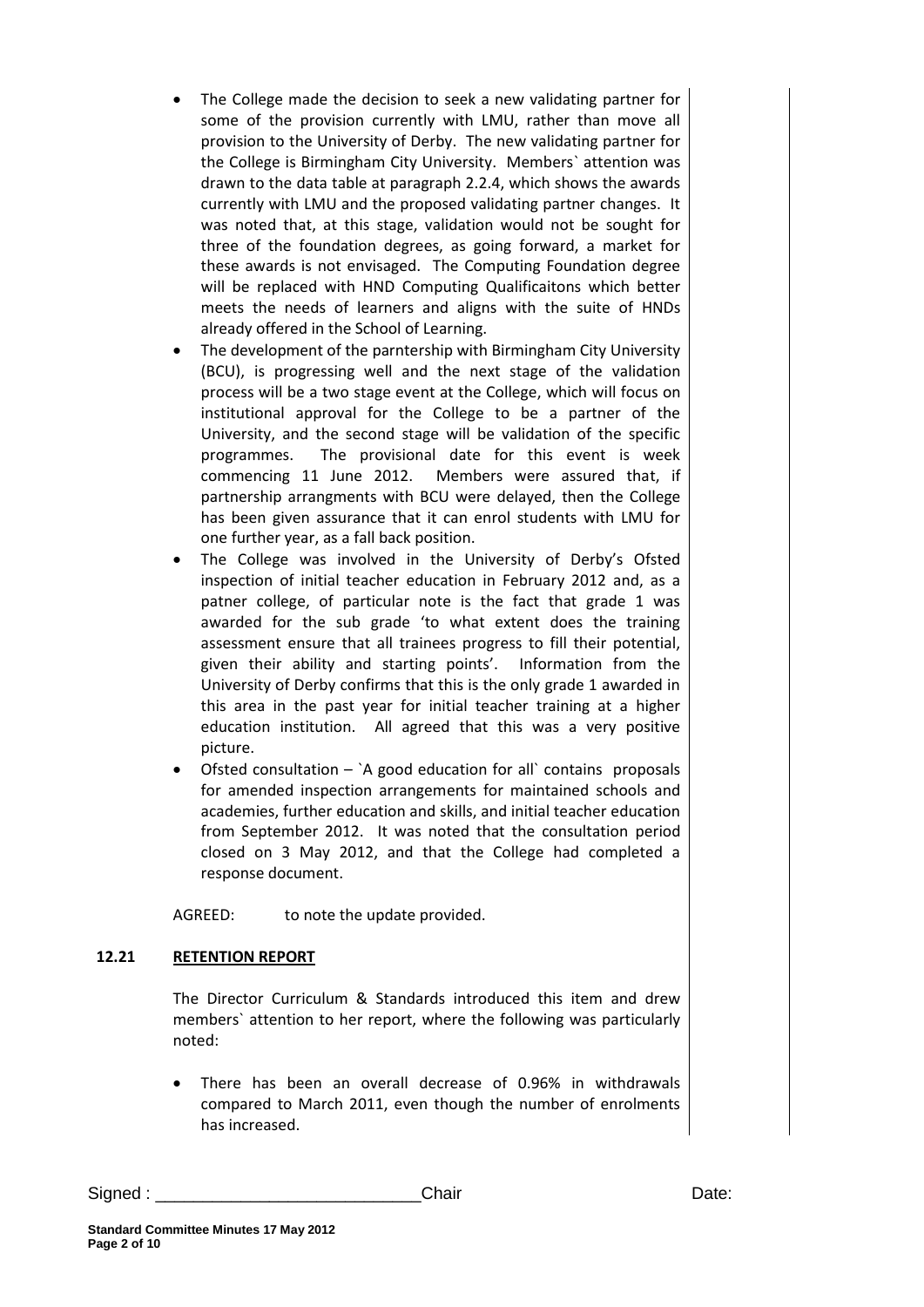- The College made the decision to seek a new validating partner for some of the provision currently with LMU, rather than move all provision to the University of Derby. The new validating partner for the College is Birmingham City University. Members` attention was drawn to the data table at paragraph 2.2.4, which shows the awards currently with LMU and the proposed validating partner changes. It was noted that, at this stage, validation would not be sought for three of the foundation degrees, as going forward, a market for these awards is not envisaged. The Computing Foundation degree will be replaced with HND Computing Qualificaitons which better meets the needs of learners and aligns with the suite of HNDs already offered in the School of Learning.
- The development of the parntership with Birmingham City University (BCU), is progressing well and the next stage of the validation process will be a two stage event at the College, which will focus on institutional approval for the College to be a partner of the University, and the second stage will be validation of the specific programmes. The provisional date for this event is week commencing 11 June 2012. Members were assured that, if partnership arrangments with BCU were delayed, then the College has been given assurance that it can enrol students with LMU for one further year, as a fall back position.
- The College was involved in the University of Derby's Ofsted inspection of initial teacher education in February 2012 and, as a patner college, of particular note is the fact that grade 1 was awarded for the sub grade 'to what extent does the training assessment ensure that all trainees progress to fill their potential, given their ability and starting points'. Information from the University of Derby confirms that this is the only grade 1 awarded in this area in the past year for initial teacher training at a higher education institution. All agreed that this was a very positive picture.
- Ofsted consultation – `A good education for all` contains proposals for amended inspection arrangements for maintained schools and academies, further education and skills, and initial teacher education from September 2012. It was noted that the consultation period closed on 3 May 2012, and that the College had completed a response document.

AGREED: to note the update provided.

**12.21 RETENTION REPORT**

The Director Curriculum & Standards introduced this item and drew members` attention to her report, where the following was particularly noted:

- There has been an overall decrease of 0.96% in withdrawals compared to March 2011, even though the number of enrolments has increased.

Signed : \_\_\_\_\_\_\_\_\_\_\_\_\_\_\_\_\_\_\_\_\_\_\_\_\_\_\_\_ Chair Date: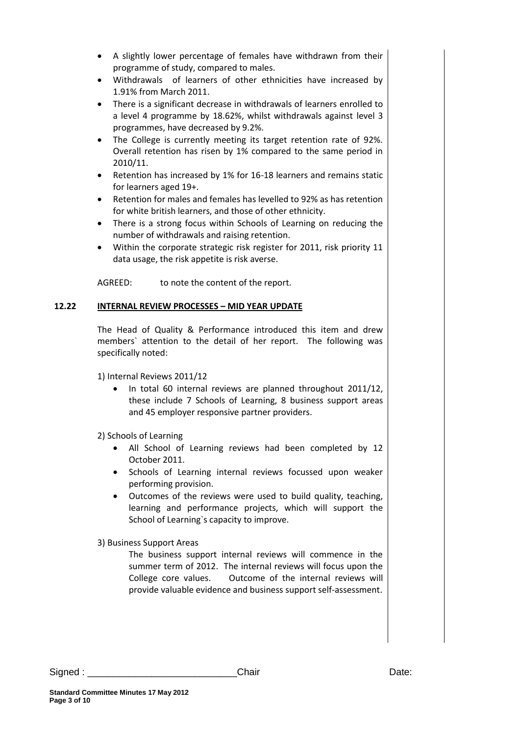- A slightly lower percentage of females have withdrawn from their programme of study, compared to males.
- Withdrawals of learners of other ethnicities have increased by 1.91% from March 2011.
- There is a significant decrease in withdrawals of learners enrolled to a level 4 programme by 18.62%, whilst withdrawals against level 3 programmes, have decreased by 9.2%.
- The College is currently meeting its target retention rate of 92%. Overall retention has risen by 1% compared to the same period in 2010/11.
- Retention has increased by 1% for 16-18 learners and remains static for learners aged 19+.
- Retention for males and females has levelled to 92% as has retention for white british learners, and those of other ethnicity.
- There is a strong focus within Schools of Learning on reducing the number of withdrawals and raising retention.
- Within the corporate strategic risk register for 2011, risk priority 11 data usage, the risk appetite is risk averse.

AGREED: to note the content of the report.

**12.22 INTERNAL REVIEW PROCESSES – MID YEAR UPDATE**

The Head of Quality & Performance introduced this item and drew members` attention to the detail of her report. The following was specifically noted:

1) Internal Reviews 2011/12

- In total 60 internal reviews are planned throughout 2011/12, these include 7 Schools of Learning, 8 business support areas and 45 employer responsive partner providers.

2) Schools of Learning

- All School of Learning reviews had been completed by 12 October 2011.
- Schools of Learning internal reviews focussed upon weaker performing provision.
- Outcomes of the reviews were used to build quality, teaching, learning and performance projects, which will support the School of Learning`s capacity to improve.

3) Business Support Areas

The business support internal reviews will commence in the summer term of 2012. The internal reviews will focus upon the College core values. Outcome of the internal reviews will provide valuable evidence and business support self-assessment.

Signed : ___________________________Chair Date: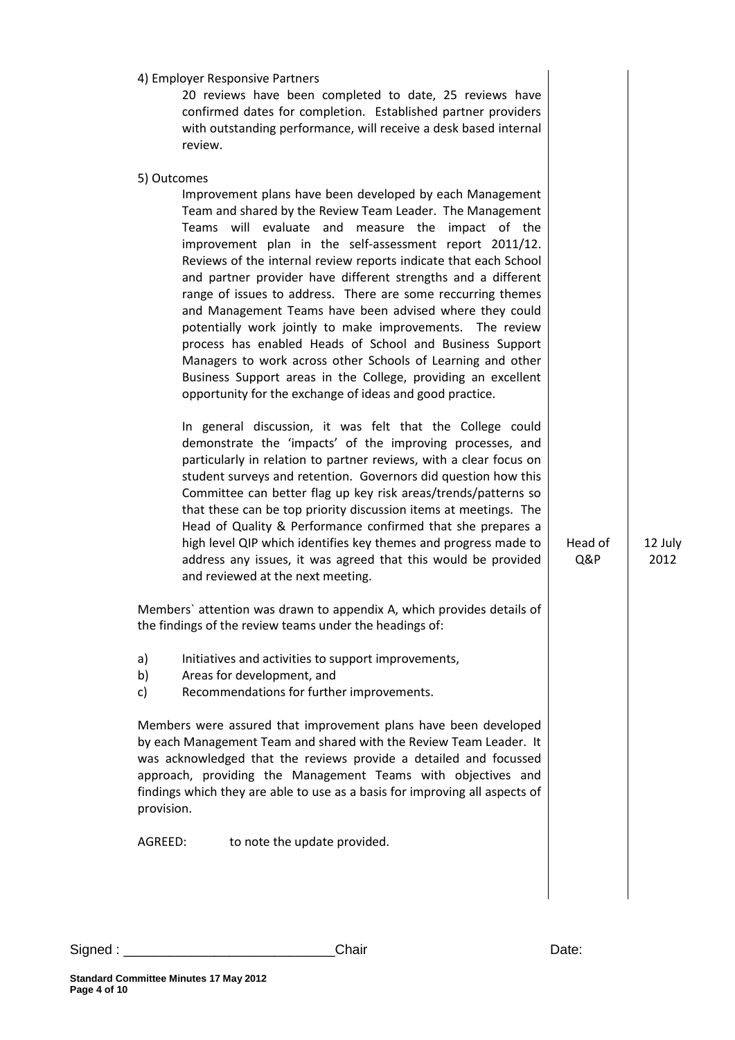4) Employer Responsive Partners

20 reviews have been completed to date, 25 reviews have confirmed dates for completion. Established partner providers with outstanding performance, will receive a desk based internal review.

5) Outcomes

Improvement plans have been developed by each Management Team and shared by the Review Team Leader. The Management Teams will evaluate and measure the impact of the improvement plan in the self-assessment report 2011/12. Reviews of the internal review reports indicate that each School and partner provider have different strengths and a different range of issues to address. There are some reccurring themes and Management Teams have been advised where they could potentially work jointly to make improvements. The review process has enabled Heads of School and Business Support Managers to work across other Schools of Learning and other Business Support areas in the College, providing an excellent opportunity for the exchange of ideas and good practice.

In general discussion, it was felt that the College could demonstrate the 'impacts' of the improving processes, and particularly in relation to partner reviews, with a clear focus on student surveys and retention. Governors did question how this Committee can better flag up key risk areas/trends/patterns so that these can be top priority discussion items at meetings. The Head of Quality & Performance confirmed that she prepares a high level QIP which identifies key themes and progress made to address any issues, it was agreed that this would be provided and reviewed at the next meeting. — **Head of Q&P — 12 July 2012**

Members` attention was drawn to appendix A, which provides details of the findings of the review teams under the headings of:

a) Initiatives and activities to support improvements,
b) Areas for development, and
c) Recommendations for further improvements.

Members were assured that improvement plans have been developed by each Management Team and shared with the Review Team Leader. It was acknowledged that the reviews provide a detailed and focussed approach, providing the Management Teams with objectives and findings which they are able to use as a basis for improving all aspects of provision.

AGREED: to note the update provided.

Signed : ___________________________Chair Date:

**Standard Committee Minutes 17 May 2012**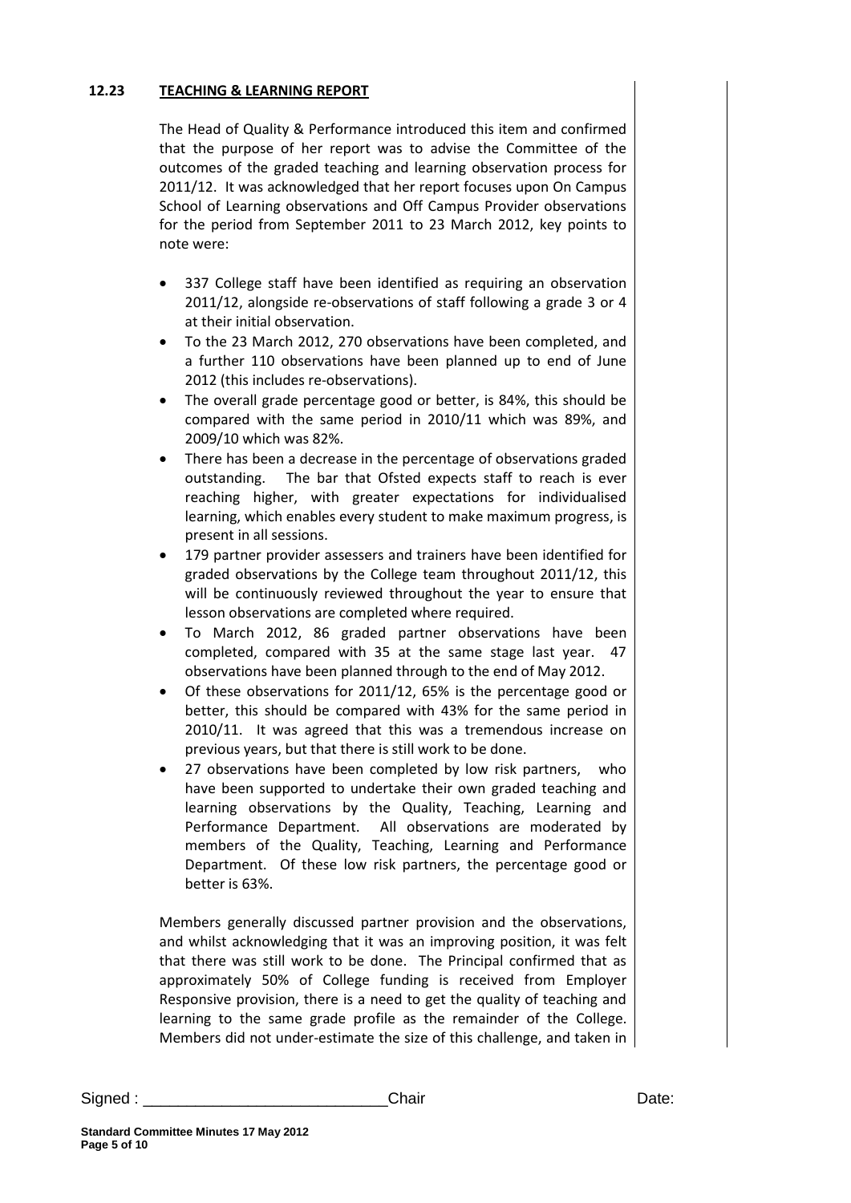## 12.23 TEACHING & LEARNING REPORT

The Head of Quality & Performance introduced this item and confirmed that the purpose of her report was to advise the Committee of the outcomes of the graded teaching and learning observation process for 2011/12. It was acknowledged that her report focuses upon On Campus School of Learning observations and Off Campus Provider observations for the period from September 2011 to 23 March 2012, key points to note were:

- 337 College staff have been identified as requiring an observation 2011/12, alongside re-observations of staff following a grade 3 or 4 at their initial observation.
- To the 23 March 2012, 270 observations have been completed, and a further 110 observations have been planned up to end of June 2012 (this includes re-observations).
- The overall grade percentage good or better, is 84%, this should be compared with the same period in 2010/11 which was 89%, and 2009/10 which was 82%.
- There has been a decrease in the percentage of observations graded outstanding. The bar that Ofsted expects staff to reach is ever reaching higher, with greater expectations for individualised learning, which enables every student to make maximum progress, is present in all sessions.
- 179 partner provider assessers and trainers have been identified for graded observations by the College team throughout 2011/12, this will be continuously reviewed throughout the year to ensure that lesson observations are completed where required.
- To March 2012, 86 graded partner observations have been completed, compared with 35 at the same stage last year. 47 observations have been planned through to the end of May 2012.
- Of these observations for 2011/12, 65% is the percentage good or better, this should be compared with 43% for the same period in 2010/11. It was agreed that this was a tremendous increase on previous years, but that there is still work to be done.
- 27 observations have been completed by low risk partners, who have been supported to undertake their own graded teaching and learning observations by the Quality, Teaching, Learning and Performance Department. All observations are moderated by members of the Quality, Teaching, Learning and Performance Department. Of these low risk partners, the percentage good or better is 63%.

Members generally discussed partner provision and the observations, and whilst acknowledging that it was an improving position, it was felt that there was still work to be done. The Principal confirmed that as approximately 50% of College funding is received from Employer Responsive provision, there is a need to get the quality of teaching and learning to the same grade profile as the remainder of the College. Members did not under-estimate the size of this challenge, and taken in

Signed : ___________________________Chair Date: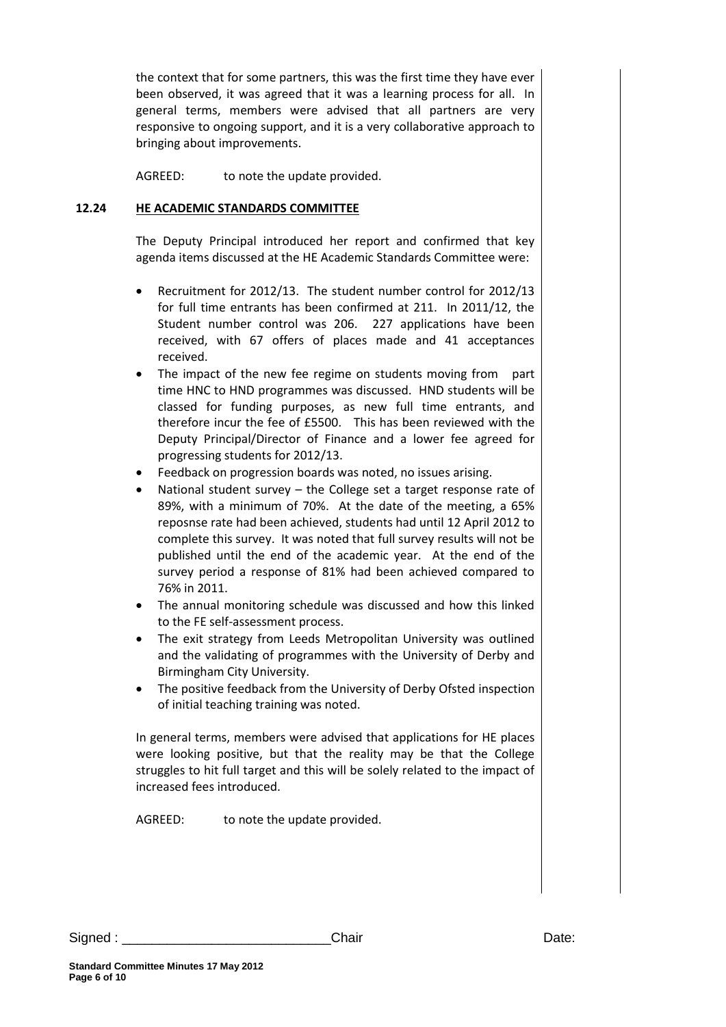the context that for some partners, this was the first time they have ever been observed, it was agreed that it was a learning process for all. In general terms, members were advised that all partners are very responsive to ongoing support, and it is a very collaborative approach to bringing about improvements.

AGREED: to note the update provided.

**12.24 HE ACADEMIC STANDARDS COMMITTEE**

The Deputy Principal introduced her report and confirmed that key agenda items discussed at the HE Academic Standards Committee were:

- Recruitment for 2012/13. The student number control for 2012/13 for full time entrants has been confirmed at 211. In 2011/12, the Student number control was 206. 227 applications have been received, with 67 offers of places made and 41 acceptances received.
- The impact of the new fee regime on students moving from part time HNC to HND programmes was discussed. HND students will be classed for funding purposes, as new full time entrants, and therefore incur the fee of £5500. This has been reviewed with the Deputy Principal/Director of Finance and a lower fee agreed for progressing students for 2012/13.
- Feedback on progression boards was noted, no issues arising.
- National student survey – the College set a target response rate of 89%, with a minimum of 70%. At the date of the meeting, a 65% reposnse rate had been achieved, students had until 12 April 2012 to complete this survey. It was noted that full survey results will not be published until the end of the academic year. At the end of the survey period a response of 81% had been achieved compared to 76% in 2011.
- The annual monitoring schedule was discussed and how this linked to the FE self-assessment process.
- The exit strategy from Leeds Metropolitan University was outlined and the validating of programmes with the University of Derby and Birmingham City University.
- The positive feedback from the University of Derby Ofsted inspection of initial teaching training was noted.

In general terms, members were advised that applications for HE places were looking positive, but that the reality may be that the College struggles to hit full target and this will be solely related to the impact of increased fees introduced.

AGREED: to note the update provided.

Signed : \_\_\_\_\_\_\_\_\_\_\_\_\_\_\_\_\_\_\_\_\_\_\_\_\_\_\_\_ Chair Date: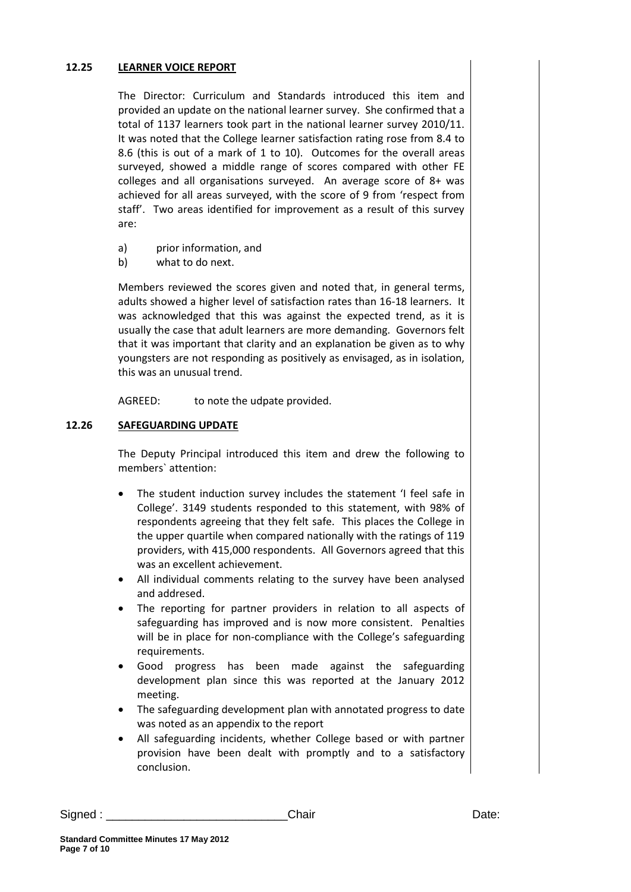### 12.25 LEARNER VOICE REPORT

The Director: Curriculum and Standards introduced this item and provided an update on the national learner survey. She confirmed that a total of 1137 learners took part in the national learner survey 2010/11. It was noted that the College learner satisfaction rating rose from 8.4 to 8.6 (this is out of a mark of 1 to 10). Outcomes for the overall areas surveyed, showed a middle range of scores compared with other FE colleges and all organisations surveyed. An average score of 8+ was achieved for all areas surveyed, with the score of 9 from 'respect from staff'. Two areas identified for improvement as a result of this survey are:

a) prior information, and
b) what to do next.

Members reviewed the scores given and noted that, in general terms, adults showed a higher level of satisfaction rates than 16-18 learners. It was acknowledged that this was against the expected trend, as it is usually the case that adult learners are more demanding. Governors felt that it was important that clarity and an explanation be given as to why youngsters are not responding as positively as envisaged, as in isolation, this was an unusual trend.

AGREED: to note the udpate provided.

### 12.26 SAFEGUARDING UPDATE

The Deputy Principal introduced this item and drew the following to members` attention:

- The student induction survey includes the statement 'I feel safe in College'. 3149 students responded to this statement, with 98% of respondents agreeing that they felt safe. This places the College in the upper quartile when compared nationally with the ratings of 119 providers, with 415,000 respondents. All Governors agreed that this was an excellent achievement.
- All individual comments relating to the survey have been analysed and addresed.
- The reporting for partner providers in relation to all aspects of safeguarding has improved and is now more consistent. Penalties will be in place for non-compliance with the College's safeguarding requirements.
- Good progress has been made against the safeguarding development plan since this was reported at the January 2012 meeting.
- The safeguarding development plan with annotated progress to date was noted as an appendix to the report
- All safeguarding incidents, whether College based or with partner provision have been dealt with promptly and to a satisfactory conclusion.

Signed : ___________________________Chair Date: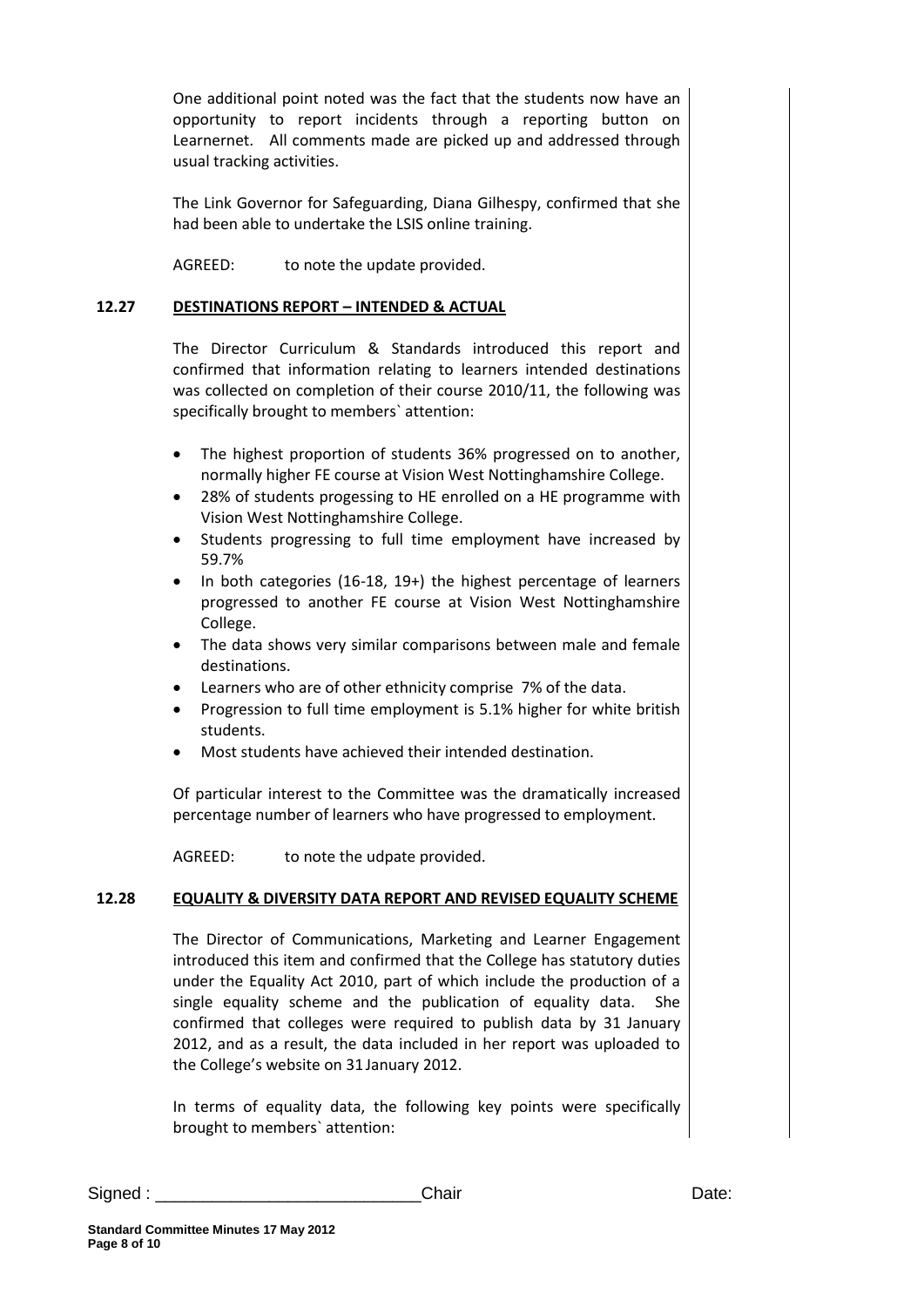One additional point noted was the fact that the students now have an opportunity to report incidents through a reporting button on Learnernet. All comments made are picked up and addressed through usual tracking activities.

The Link Governor for Safeguarding, Diana Gilhespy, confirmed that she had been able to undertake the LSIS online training.

AGREED: to note the update provided.

**12.27 DESTINATIONS REPORT – INTENDED & ACTUAL**

The Director Curriculum & Standards introduced this report and confirmed that information relating to learners intended destinations was collected on completion of their course 2010/11, the following was specifically brought to members` attention:

- The highest proportion of students 36% progressed on to another, normally higher FE course at Vision West Nottinghamshire College.
- 28% of students progessing to HE enrolled on a HE programme with Vision West Nottinghamshire College.
- Students progressing to full time employment have increased by 59.7%
- In both categories (16-18, 19+) the highest percentage of learners progressed to another FE course at Vision West Nottinghamshire College.
- The data shows very similar comparisons between male and female destinations.
- Learners who are of other ethnicity comprise 7% of the data.
- Progression to full time employment is 5.1% higher for white british students.
- Most students have achieved their intended destination.

Of particular interest to the Committee was the dramatically increased percentage number of learners who have progressed to employment.

AGREED: to note the udpate provided.

**12.28 EQUALITY & DIVERSITY DATA REPORT AND REVISED EQUALITY SCHEME**

The Director of Communications, Marketing and Learner Engagement introduced this item and confirmed that the College has statutory duties under the Equality Act 2010, part of which include the production of a single equality scheme and the publication of equality data. She confirmed that colleges were required to publish data by 31 January 2012, and as a result, the data included in her report was uploaded to the College's website on 31 January 2012.

In terms of equality data, the following key points were specifically brought to members` attention:

Signed : ____________________________Chair Date: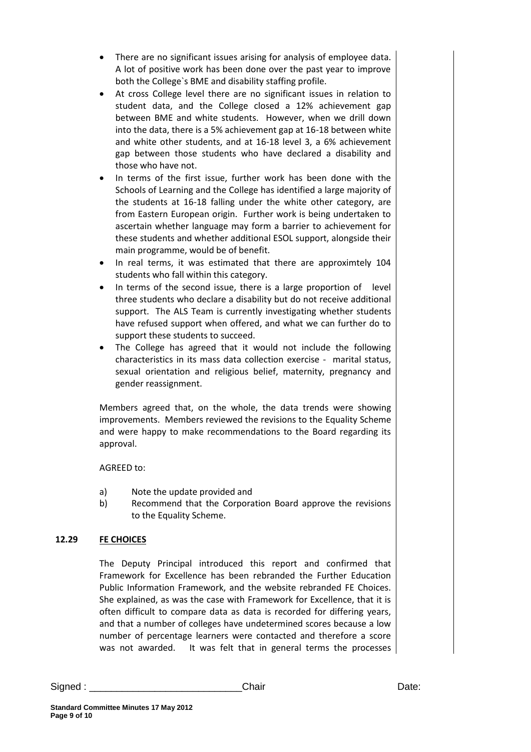- There are no significant issues arising for analysis of employee data. A lot of positive work has been done over the past year to improve both the College`s BME and disability staffing profile.
- At cross College level there are no significant issues in relation to student data, and the College closed a 12% achievement gap between BME and white students. However, when we drill down into the data, there is a 5% achievement gap at 16-18 between white and white other students, and at 16-18 level 3, a 6% achievement gap between those students who have declared a disability and those who have not.
- In terms of the first issue, further work has been done with the Schools of Learning and the College has identified a large majority of the students at 16-18 falling under the white other category, are from Eastern European origin. Further work is being undertaken to ascertain whether language may form a barrier to achievement for these students and whether additional ESOL support, alongside their main programme, would be of benefit.
- In real terms, it was estimated that there are approximtely 104 students who fall within this category.
- In terms of the second issue, there is a large proportion of level three students who declare a disability but do not receive additional support. The ALS Team is currently investigating whether students have refused support when offered, and what we can further do to support these students to succeed.
- The College has agreed that it would not include the following characteristics in its mass data collection exercise - marital status, sexual orientation and religious belief, maternity, pregnancy and gender reassignment.

Members agreed that, on the whole, the data trends were showing improvements. Members reviewed the revisions to the Equality Scheme and were happy to make recommendations to the Board regarding its approval.

AGREED to:

a) Note the update provided and
b) Recommend that the Corporation Board approve the revisions to the Equality Scheme.

## 12.29 FE CHOICES

The Deputy Principal introduced this report and confirmed that Framework for Excellence has been rebranded the Further Education Public Information Framework, and the website rebranded FE Choices. She explained, as was the case with Framework for Excellence, that it is often difficult to compare data as data is recorded for differing years, and that a number of colleges have undetermined scores because a low number of percentage learners were contacted and therefore a score was not awarded. It was felt that in general terms the processes

Signed : ___________________________Chair Date: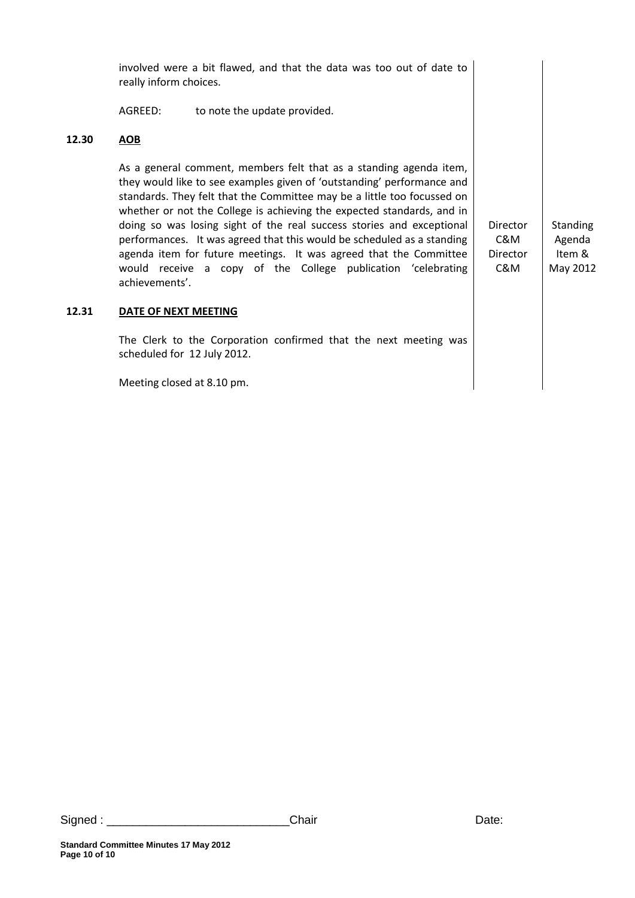involved were a bit flawed, and that the data was too out of date to really inform choices.

AGREED: to note the update provided.

| | | | |
|---|---|---|---|
| **12.30** | **AOB**<br><br>As a general comment, members felt that as a standing agenda item, they would like to see examples given of 'outstanding' performance and standards. They felt that the Committee may be a little too focussed on whether or not the College is achieving the expected standards, and in doing so was losing sight of the real success stories and exceptional performances. It was agreed that this would be scheduled as a standing agenda item for future meetings. It was agreed that the Committee would receive a copy of the College publication 'celebrating achievements'. | Director C&M<br>Director C&M | Standing Agenda Item &<br>May 2012 |
| **12.31** | **DATE OF NEXT MEETING**<br><br>The Clerk to the Corporation confirmed that the next meeting was scheduled for 12 July 2012.<br><br>Meeting closed at 8.10 pm. | | |

Signed : ___________________________Chair Date: